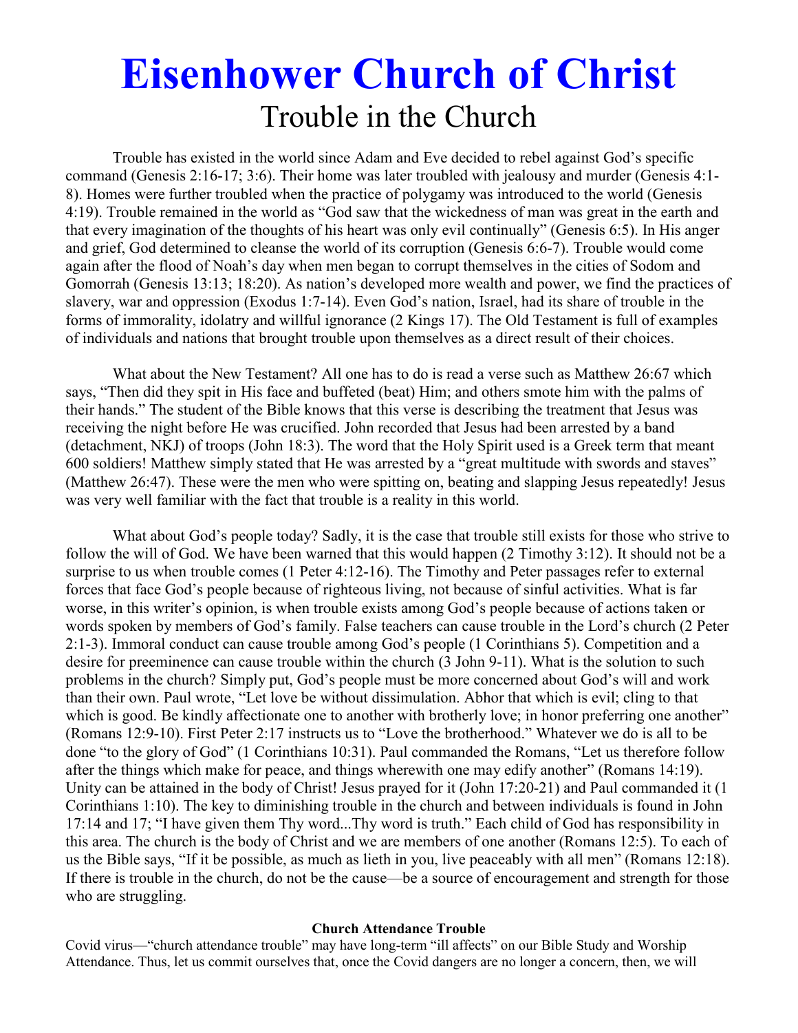# Eisenhower Church of Christ

## Trouble in the Church

Trouble has existed in the world since Adam and Eve decided to rebel against God's specific command (Genesis 2:16-17; 3:6). Their home was later troubled with jealousy and murder (Genesis 4:1-8). Homes were further troubled when the practice of polygamy was introduced to the world (Genesis 4:19). Trouble remained in the world as "God saw that the wickedness of man was great in the earth and that every imagination of the thoughts of his heart was only evil continually" (Genesis 6:5). In His anger and grief, God determined to cleanse the world of its corruption (Genesis 6:6-7). Trouble would come again after the flood of Noah's day when men began to corrupt themselves in the cities of Sodom and Gomorrah (Genesis 13:13; 18:20). As nation's developed more wealth and power, we find the practices of slavery, war and oppression (Exodus 1:7-14). Even God's nation, Israel, had its share of trouble in the forms of immorality, idolatry and willful ignorance (2 Kings 17). The Old Testament is full of examples of individuals and nations that brought trouble upon themselves as a direct result of their choices.

What about the New Testament? All one has to do is read a verse such as Matthew 26:67 which says, "Then did they spit in His face and buffeted (beat) Him; and others smote him with the palms of their hands." The student of the Bible knows that this verse is describing the treatment that Jesus was receiving the night before He was crucified. John recorded that Jesus had been arrested by a band (detachment, NKJ) of troops (John 18:3). The word that the Holy Spirit used is a Greek term that meant 600 soldiers! Matthew simply stated that He was arrested by a "great multitude with swords and staves" (Matthew 26:47). These were the men who were spitting on, beating and slapping Jesus repeatedly! Jesus was very well familiar with the fact that trouble is a reality in this world.

What about God's people today? Sadly, it is the case that trouble still exists for those who strive to follow the will of God. We have been warned that this would happen (2 Timothy 3:12). It should not be a surprise to us when trouble comes (1 Peter 4:12-16). The Timothy and Peter passages refer to external forces that face God's people because of righteous living, not because of sinful activities. What is far worse, in this writer's opinion, is when trouble exists among God's people because of actions taken or words spoken by members of God's family. False teachers can cause trouble in the Lord's church (2 Peter 2:1-3). Immoral conduct can cause trouble among God's people (1 Corinthians 5). Competition and a desire for preeminence can cause trouble within the church (3 John 9-11). What is the solution to such problems in the church? Simply put, God's people must be more concerned about God's will and work than their own. Paul wrote, "Let love be without dissimulation. Abhor that which is evil; cling to that which is good. Be kindly affectionate one to another with brotherly love; in honor preferring one another" (Romans 12:9-10). First Peter 2:17 instructs us to "Love the brotherhood." Whatever we do is all to be done "to the glory of God" (1 Corinthians 10:31). Paul commanded the Romans, "Let us therefore follow after the things which make for peace, and things wherewith one may edify another" (Romans 14:19). Unity can be attained in the body of Christ! Jesus prayed for it (John 17:20-21) and Paul commanded it (1 Corinthians 1:10). The key to diminishing trouble in the church and between individuals is found in John 17:14 and 17; "I have given them Thy word...Thy word is truth." Each child of God has responsibility in this area. The church is the body of Christ and we are members of one another (Romans 12:5). To each of us the Bible says, "If it be possible, as much as lieth in you, live peaceably with all men" (Romans 12:18). If there is trouble in the church, do not be the cause—be a source of encouragement and strength for those who are struggling.

**Church Attendance Trouble**

Covid virus—"church attendance trouble" may have long-term "ill affects" on our Bible Study and Worship Attendance. Thus, let us commit ourselves that, once the Covid dangers are no longer a concern, then, we will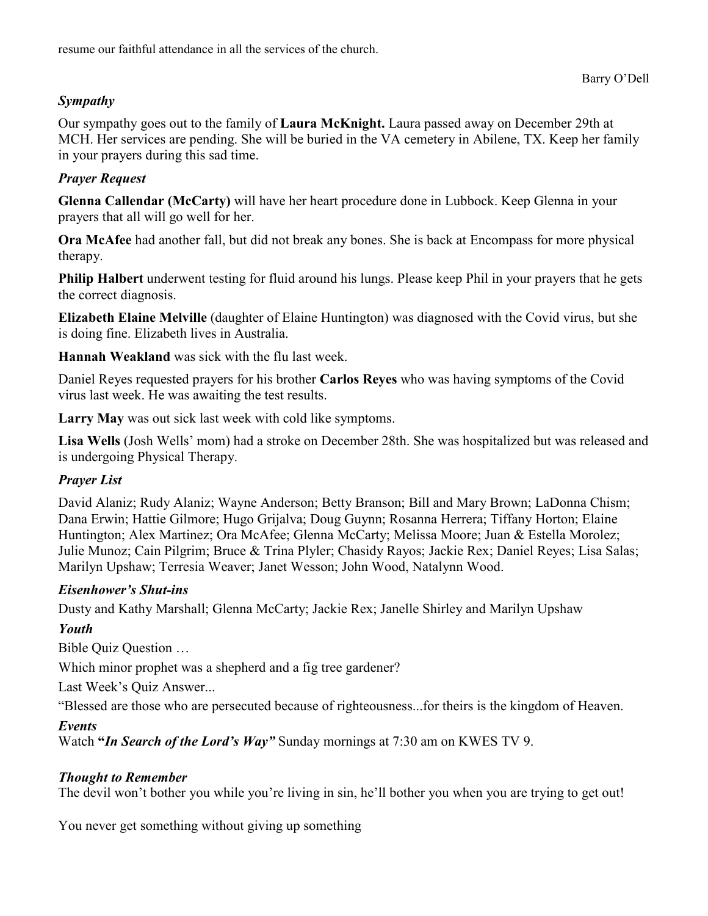resume our faithful attendance in all the services of the church.

Barry O'Dell

### *Sympathy*

Our sympathy goes out to the family of **Laura McKnight.** Laura passed away on December 29th at MCH. Her services are pending. She will be buried in the VA cemetery in Abilene, TX. Keep her family in your prayers during this sad time.

### *Prayer Request*

**Glenna Callendar (McCarty)** will have her heart procedure done in Lubbock. Keep Glenna in your prayers that all will go well for her.

**Ora McAfee** had another fall, but did not break any bones. She is back at Encompass for more physical therapy.

**Philip Halbert** underwent testing for fluid around his lungs. Please keep Phil in your prayers that he gets the correct diagnosis.

**Elizabeth Elaine Melville** (daughter of Elaine Huntington) was diagnosed with the Covid virus, but she is doing fine. Elizabeth lives in Australia.

**Hannah Weakland** was sick with the flu last week.

Daniel Reyes requested prayers for his brother **Carlos Reyes** who was having symptoms of the Covid virus last week. He was awaiting the test results.

**Larry May** was out sick last week with cold like symptoms.

**Lisa Wells** (Josh Wells' mom) had a stroke on December 28th. She was hospitalized but was released and is undergoing Physical Therapy.

### *Prayer List*

David Alaniz; Rudy Alaniz; Wayne Anderson; Betty Branson; Bill and Mary Brown; LaDonna Chism; Dana Erwin; Hattie Gilmore; Hugo Grijalva; Doug Guynn; Rosanna Herrera; Tiffany Horton; Elaine Huntington; Alex Martinez; Ora McAfee; Glenna McCarty; Melissa Moore; Juan & Estella Morolez; Julie Munoz; Cain Pilgrim; Bruce & Trina Plyler; Chasidy Rayos; Jackie Rex; Daniel Reyes; Lisa Salas; Marilyn Upshaw; Terresia Weaver; Janet Wesson; John Wood, Natalynn Wood.

### *Eisenhower's Shut-ins*

Dusty and Kathy Marshall; Glenna McCarty; Jackie Rex; Janelle Shirley and Marilyn Upshaw

### *Youth*

Bible Quiz Question …

Which minor prophet was a shepherd and a fig tree gardener?

Last Week's Quiz Answer...

"Blessed are those who are persecuted because of righteousness...for theirs is the kingdom of Heaven.

### *Events*

Watch **"*In Search of the Lord's Way*"** Sunday mornings at 7:30 am on KWES TV 9.

### *Thought to Remember*

The devil won't bother you while you're living in sin, he'll bother you when you are trying to get out!

You never get something without giving up something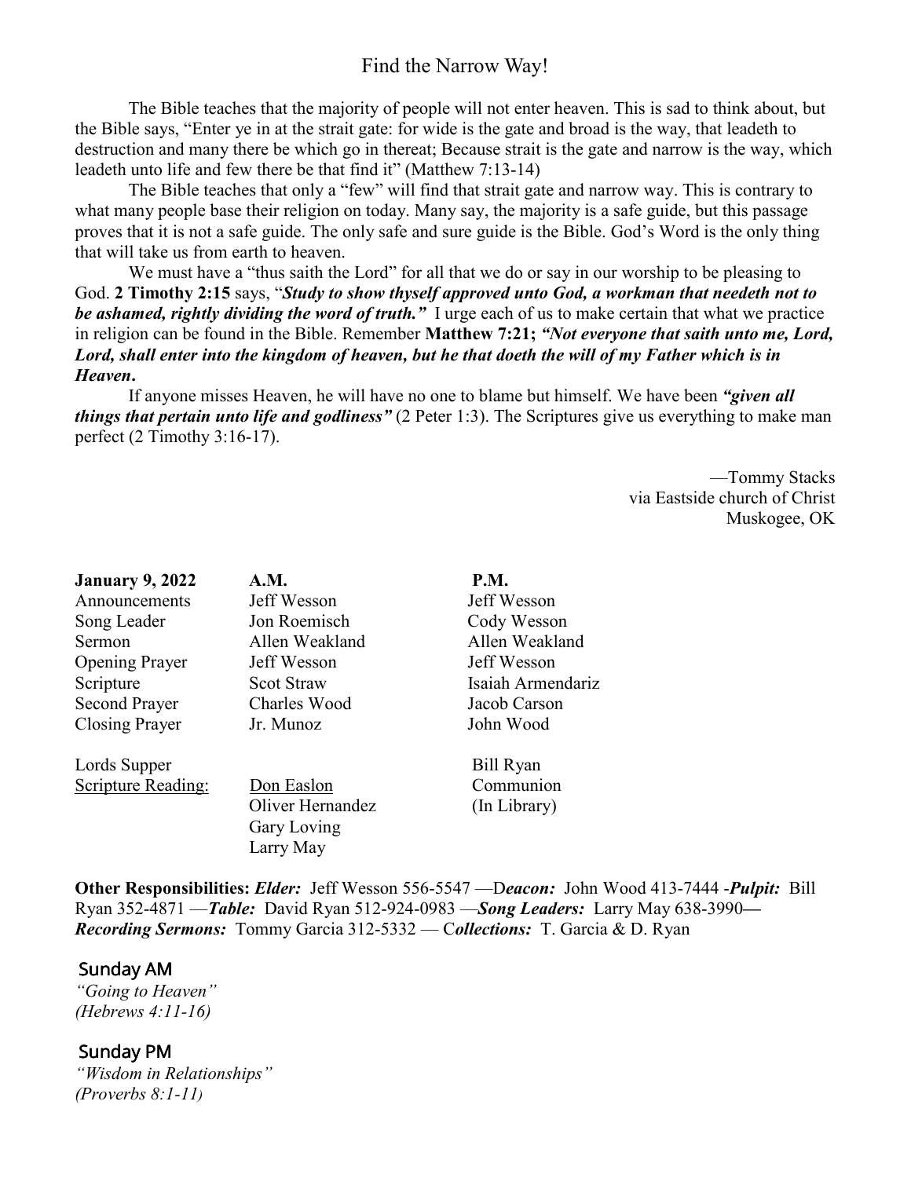# Find the Narrow Way!

The Bible teaches that the majority of people will not enter heaven. This is sad to think about, but the Bible says, "Enter ye in at the strait gate: for wide is the gate and broad is the way, that leadeth to destruction and many there be which go in thereat; Because strait is the gate and narrow is the way, which leadeth unto life and few there be that find it" (Matthew 7:13-14)

The Bible teaches that only a "few" will find that strait gate and narrow way. This is contrary to what many people base their religion on today. Many say, the majority is a safe guide, but this passage proves that it is not a safe guide. The only safe and sure guide is the Bible. God's Word is the only thing that will take us from earth to heaven.

We must have a "thus saith the Lord" for all that we do or say in our worship to be pleasing to God. **2 Timothy 2:15** says, "***Study to show thyself approved unto God, a workman that needeth not to be ashamed, rightly dividing the word of truth."*** I urge each of us to make certain that what we practice in religion can be found in the Bible. Remember **Matthew 7:21; *"Not everyone that saith unto me, Lord, Lord, shall enter into the kingdom of heaven, but he that doeth the will of my Father which is in Heaven*.**

If anyone misses Heaven, he will have no one to blame but himself. We have been ***"given all things that pertain unto life and godliness"*** (2 Peter 1:3). The Scriptures give us everything to make man perfect (2 Timothy 3:16-17).

—Tommy Stacks
via Eastside church of Christ
Muskogee, OK

| **January 9, 2022** | **A.M.** | **P.M.** |
|---|---|---|
| Announcements | Jeff Wesson | Jeff Wesson |
| Song Leader | Jon Roemisch | Cody Wesson |
| Sermon | Allen Weakland | Allen Weakland |
| Opening Prayer | Jeff Wesson | Jeff Wesson |
| Scripture | Scot Straw | Isaiah Armendariz |
| Second Prayer | Charles Wood | Jacob Carson |
| Closing Prayer | Jr. Munoz | John Wood |
| Lords Supper | | Bill Ryan |
| Scripture Reading: | Don Easlon | Communion |
| | Oliver Hernandez | (In Library) |
| | Gary Loving | |
| | Larry May | |

**Other Responsibilities:** ***Elder:*** Jeff Wesson 556-5547 —D***eacon:*** John Wood 413-7444 -***Pulpit:*** Bill Ryan 352-4871 —***Table:*** David Ryan 512-924-0983 —***Song Leaders:*** Larry May 638-3990— ***Recording Sermons:*** Tommy Garcia 312-5332 — C***ollections:*** T. Garcia & D. Ryan

## Sunday AM

*"Going to Heaven"*
*(Hebrews 4:11-16)*

## Sunday PM

*"Wisdom in Relationships"*
*(Proverbs 8:1-11)*